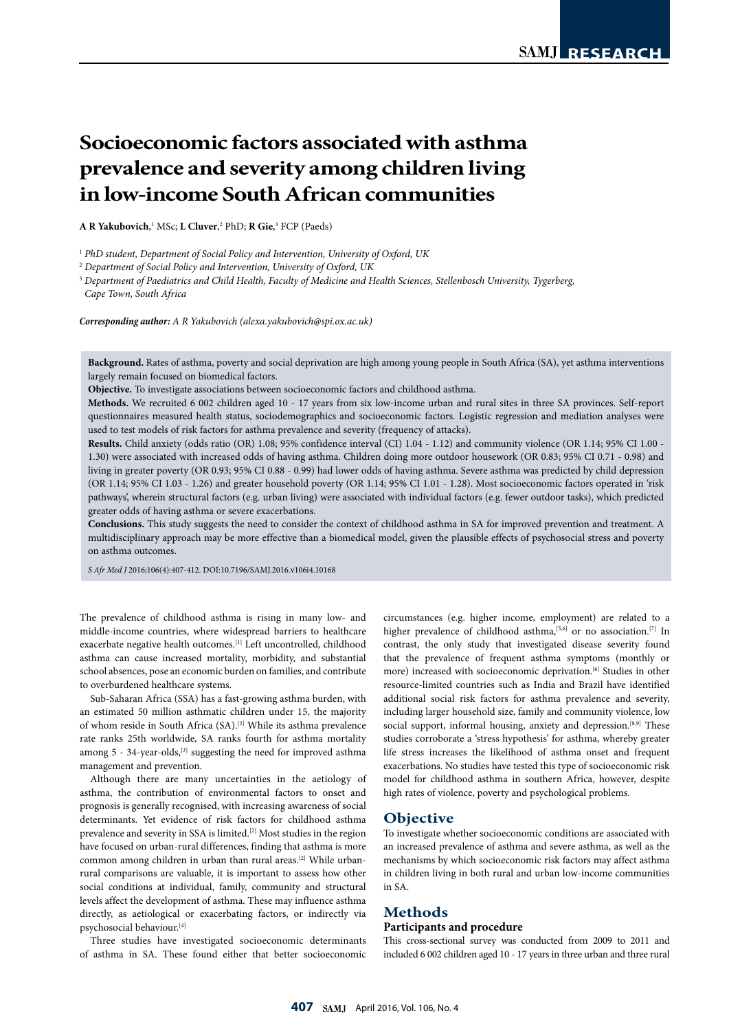# Socioeconomic factors associated with asthma prevalence and severity among children living in low-income South African communities

**A R Yakubovich**,[1] MSc; **L Cluver**,[2] PhD; **R Gie**,[3] FCP (Paeds)

[1] *PhD student, Department of Social Policy and Intervention, University of Oxford, UK*

[2] *Department of Social Policy and Intervention, University of Oxford, UK*

[3] *Department of Paediatrics and Child Health, Faculty of Medicine and Health Sciences, Stellenbosch University, Tygerberg, Cape Town, South Africa*

***Corresponding author:*** *A R Yakubovich (alexa.yakubovich@spi.ox.ac.uk)*

**Background.** Rates of asthma, poverty and social deprivation are high among young people in South Africa (SA), yet asthma interventions largely remain focused on biomedical factors.

**Objective.** To investigate associations between socioeconomic factors and childhood asthma.

**Methods.** We recruited 6 002 children aged 10 - 17 years from six low-income urban and rural sites in three SA provinces. Self-report questionnaires measured health status, sociodemographics and socioeconomic factors. Logistic regression and mediation analyses were used to test models of risk factors for asthma prevalence and severity (frequency of attacks).

**Results.** Child anxiety (odds ratio (OR) 1.08; 95% confidence interval (CI) 1.04 - 1.12) and community violence (OR 1.14; 95% CI 1.00 - 1.30) were associated with increased odds of having asthma. Children doing more outdoor housework (OR 0.83; 95% CI 0.71 - 0.98) and living in greater poverty (OR 0.93; 95% CI 0.88 - 0.99) had lower odds of having asthma. Severe asthma was predicted by child depression (OR 1.14; 95% CI 1.03 - 1.26) and greater household poverty (OR 1.14; 95% CI 1.01 - 1.28). Most socioeconomic factors operated in 'risk pathways', wherein structural factors (e.g. urban living) were associated with individual factors (e.g. fewer outdoor tasks), which predicted greater odds of having asthma or severe exacerbations.

**Conclusions.** This study suggests the need to consider the context of childhood asthma in SA for improved prevention and treatment. A multidisciplinary approach may be more effective than a biomedical model, given the plausible effects of psychosocial stress and poverty on asthma outcomes.

*S Afr Med J* 2016;106(4):407-412. DOI:10.7196/SAMJ.2016.v106i4.10168

The prevalence of childhood asthma is rising in many low- and middle-income countries, where widespread barriers to healthcare exacerbate negative health outcomes.[1] Left uncontrolled, childhood asthma can cause increased mortality, morbidity, and substantial school absences, pose an economic burden on families, and contribute to overburdened healthcare systems.

Sub-Saharan Africa (SSA) has a fast-growing asthma burden, with an estimated 50 million asthmatic children under 15, the majority of whom reside in South Africa (SA).[2] While its asthma prevalence rate ranks 25th worldwide, SA ranks fourth for asthma mortality among 5 - 34-year-olds,[3] suggesting the need for improved asthma management and prevention.

Although there are many uncertainties in the aetiology of asthma, the contribution of environmental factors to onset and prognosis is generally recognised, with increasing awareness of social determinants. Yet evidence of risk factors for childhood asthma prevalence and severity in SSA is limited.[2] Most studies in the region have focused on urban-rural differences, finding that asthma is more common among children in urban than rural areas.[2] While urban-rural comparisons are valuable, it is important to assess how other social conditions at individual, family, community and structural levels affect the development of asthma. These may influence asthma directly, as aetiological or exacerbating factors, or indirectly via psychosocial behaviour.[4]

Three studies have investigated socioeconomic determinants of asthma in SA. These found either that better socioeconomic circumstances (e.g. higher income, employment) are related to a higher prevalence of childhood asthma,[5,6] or no association.[7] In contrast, the only study that investigated disease severity found that the prevalence of frequent asthma symptoms (monthly or more) increased with socioeconomic deprivation.[6] Studies in other resource-limited countries such as India and Brazil have identified additional social risk factors for asthma prevalence and severity, including larger household size, family and community violence, low social support, informal housing, anxiety and depression.[8,9] These studies corroborate a 'stress hypothesis' for asthma, whereby greater life stress increases the likelihood of asthma onset and frequent exacerbations. No studies have tested this type of socioeconomic risk model for childhood asthma in southern Africa, however, despite high rates of violence, poverty and psychological problems.

## Objective

To investigate whether socioeconomic conditions are associated with an increased prevalence of asthma and severe asthma, as well as the mechanisms by which socioeconomic risk factors may affect asthma in children living in both rural and urban low-income communities in SA.

## Methods

### Participants and procedure

This cross-sectional survey was conducted from 2009 to 2011 and included 6 002 children aged 10 - 17 years in three urban and three rural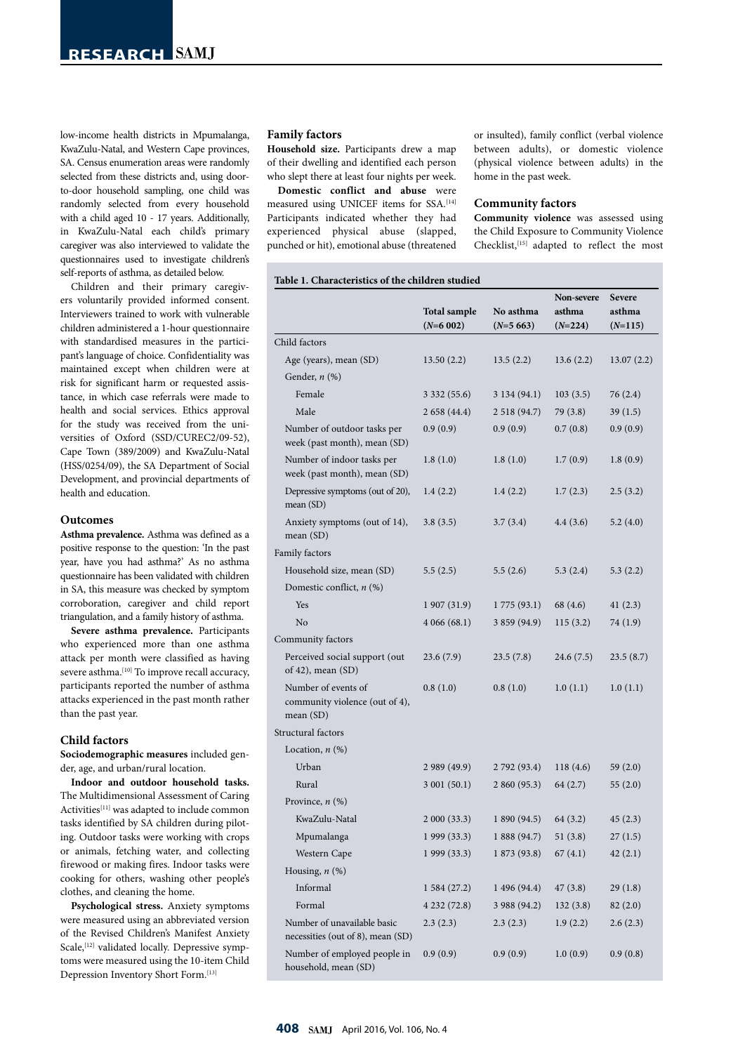low-income health districts in Mpumalanga, KwaZulu-Natal, and Western Cape provinces, SA. Census enumeration areas were randomly selected from these districts and, using door-to-door household sampling, one child was randomly selected from every household with a child aged 10 - 17 years. Additionally, in KwaZulu-Natal each child's primary caregiver was also interviewed to validate the questionnaires used to investigate children's self-reports of asthma, as detailed below.

Children and their primary caregivers voluntarily provided informed consent. Interviewers trained to work with vulnerable children administered a 1-hour questionnaire with standardised measures in the participant's language of choice. Confidentiality was maintained except when children were at risk for significant harm or requested assistance, in which case referrals were made to health and social services. Ethics approval for the study was received from the universities of Oxford (SSD/CUREC2/09-52), Cape Town (389/2009) and KwaZulu-Natal (HSS/0254/09), the SA Department of Social Development, and provincial departments of health and education.

### Outcomes

**Asthma prevalence.** Asthma was defined as a positive response to the question: 'In the past year, have you had asthma?' As no asthma questionnaire has been validated with children in SA, this measure was checked by symptom corroboration, caregiver and child report triangulation, and a family history of asthma.

**Severe asthma prevalence.** Participants who experienced more than one asthma attack per month were classified as having severe asthma.[10] To improve recall accuracy, participants reported the number of asthma attacks experienced in the past month rather than the past year.

### Child factors

**Sociodemographic measures** included gender, age, and urban/rural location.

**Indoor and outdoor household tasks.** The Multidimensional Assessment of Caring Activities[11] was adapted to include common tasks identified by SA children during piloting. Outdoor tasks were working with crops or animals, fetching water, and collecting firewood or making fires. Indoor tasks were cooking for others, washing other people's clothes, and cleaning the home.

**Psychological stress.** Anxiety symptoms were measured using an abbreviated version of the Revised Children's Manifest Anxiety Scale,[12] validated locally. Depressive symptoms were measured using the 10-item Child Depression Inventory Short Form.[13]

### Family factors

**Household size.** Participants drew a map of their dwelling and identified each person who slept there at least four nights per week.

**Domestic conflict and abuse** were measured using UNICEF items for SSA.[14] Participants indicated whether they had experienced physical abuse (slapped, punched or hit), emotional abuse (threatened or insulted), family conflict (verbal violence between adults), or domestic violence (physical violence between adults) in the home in the past week.

### Community factors

**Community violence** was assessed using the Child Exposure to Community Violence Checklist,[15] adapted to reflect the most

**Table 1. Characteristics of the children studied**

| | Total sample (*N*=6 002) | No asthma (*N*=5 663) | Non-severe asthma (*N*=224) | Severe asthma (*N*=115) |
|---|---|---|---|---|
| Child factors | | | | |
| Age (years), mean (SD) | 13.50 (2.2) | 13.5 (2.2) | 13.6 (2.2) | 13.07 (2.2) |
| Gender, *n* (%) | | | | |
| Female | 3 332 (55.6) | 3 134 (94.1) | 103 (3.5) | 76 (2.4) |
| Male | 2 658 (44.4) | 2 518 (94.7) | 79 (3.8) | 39 (1.5) |
| Number of outdoor tasks per week (past month), mean (SD) | 0.9 (0.9) | 0.9 (0.9) | 0.7 (0.8) | 0.9 (0.9) |
| Number of indoor tasks per week (past month), mean (SD) | 1.8 (1.0) | 1.8 (1.0) | 1.7 (0.9) | 1.8 (0.9) |
| Depressive symptoms (out of 20), mean (SD) | 1.4 (2.2) | 1.4 (2.2) | 1.7 (2.3) | 2.5 (3.2) |
| Anxiety symptoms (out of 14), mean (SD) | 3.8 (3.5) | 3.7 (3.4) | 4.4 (3.6) | 5.2 (4.0) |
| Family factors | | | | |
| Household size, mean (SD) | 5.5 (2.5) | 5.5 (2.6) | 5.3 (2.4) | 5.3 (2.2) |
| Domestic conflict, *n* (%) | | | | |
| Yes | 1 907 (31.9) | 1 775 (93.1) | 68 (4.6) | 41 (2.3) |
| No | 4 066 (68.1) | 3 859 (94.9) | 115 (3.2) | 74 (1.9) |
| Community factors | | | | |
| Perceived social support (out of 42), mean (SD) | 23.6 (7.9) | 23.5 (7.8) | 24.6 (7.5) | 23.5 (8.7) |
| Number of events of community violence (out of 4), mean (SD) | 0.8 (1.0) | 0.8 (1.0) | 1.0 (1.1) | 1.0 (1.1) |
| Structural factors | | | | |
| Location, *n* (%) | | | | |
| Urban | 2 989 (49.9) | 2 792 (93.4) | 118 (4.6) | 59 (2.0) |
| Rural | 3 001 (50.1) | 2 860 (95.3) | 64 (2.7) | 55 (2.0) |
| Province, *n* (%) | | | | |
| KwaZulu-Natal | 2 000 (33.3) | 1 890 (94.5) | 64 (3.2) | 45 (2.3) |
| Mpumalanga | 1 999 (33.3) | 1 888 (94.7) | 51 (3.8) | 27 (1.5) |
| Western Cape | 1 999 (33.3) | 1 873 (93.8) | 67 (4.1) | 42 (2.1) |
| Housing, *n* (%) | | | | |
| Informal | 1 584 (27.2) | 1 496 (94.4) | 47 (3.8) | 29 (1.8) |
| Formal | 4 232 (72.8) | 3 988 (94.2) | 132 (3.8) | 82 (2.0) |
| Number of unavailable basic necessities (out of 8), mean (SD) | 2.3 (2.3) | 2.3 (2.3) | 1.9 (2.2) | 2.6 (2.3) |
| Number of employed people in household, mean (SD) | 0.9 (0.9) | 0.9 (0.9) | 1.0 (0.9) | 0.9 (0.8) |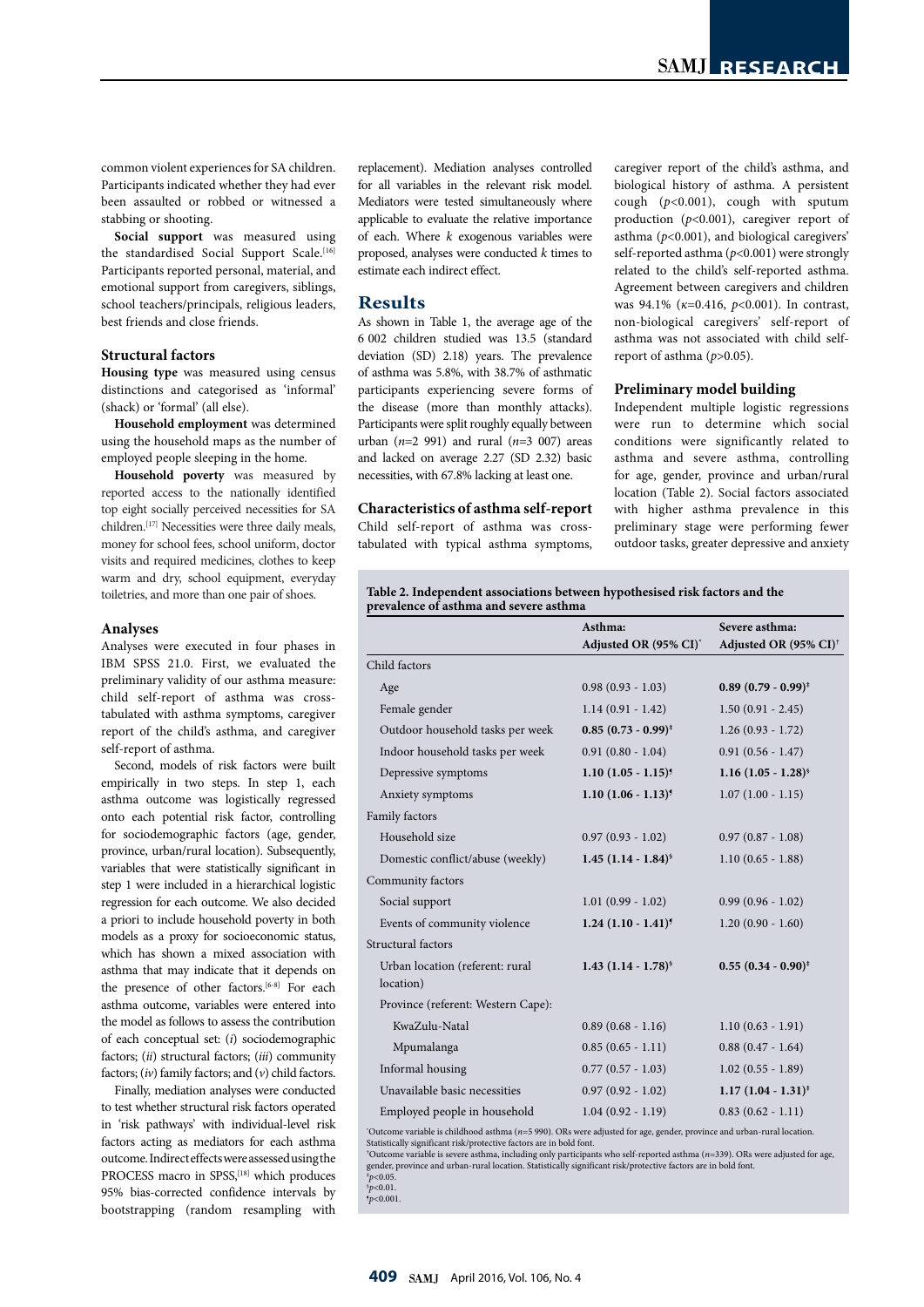common violent experiences for SA children. Participants indicated whether they had ever been assaulted or robbed or witnessed a stabbing or shooting.

**Social support** was measured using the standardised Social Support Scale.[16] Participants reported personal, material, and emotional support from caregivers, siblings, school teachers/principals, religious leaders, best friends and close friends.

### Structural factors

**Housing type** was measured using census distinctions and categorised as 'informal' (shack) or 'formal' (all else).

**Household employment** was determined using the household maps as the number of employed people sleeping in the home.

**Household poverty** was measured by reported access to the nationally identified top eight socially perceived necessities for SA children.[17] Necessities were three daily meals, money for school fees, school uniform, doctor visits and required medicines, clothes to keep warm and dry, school equipment, everyday toiletries, and more than one pair of shoes.

### Analyses

Analyses were executed in four phases in IBM SPSS 21.0. First, we evaluated the preliminary validity of our asthma measure: child self-report of asthma was cross-tabulated with asthma symptoms, caregiver report of the child's asthma, and caregiver self-report of asthma.

Second, models of risk factors were built empirically in two steps. In step 1, each asthma outcome was logistically regressed onto each potential risk factor, controlling for sociodemographic factors (age, gender, province, urban/rural location). Subsequently, variables that were statistically significant in step 1 were included in a hierarchical logistic regression for each outcome. We also decided a priori to include household poverty in both models as a proxy for socioeconomic status, which has shown a mixed association with asthma that may indicate that it depends on the presence of other factors.[6-8] For each asthma outcome, variables were entered into the model as follows to assess the contribution of each conceptual set: (*i*) sociodemographic factors; (*ii*) structural factors; (*iii*) community factors; (*iv*) family factors; and (*v*) child factors.

Finally, mediation analyses were conducted to test whether structural risk factors operated in 'risk pathways' with individual-level risk factors acting as mediators for each asthma outcome. Indirect effects were assessed using the PROCESS macro in SPSS,[18] which produces 95% bias-corrected confidence intervals by bootstrapping (random resampling with replacement). Mediation analyses controlled for all variables in the relevant risk model. Mediators were tested simultaneously where applicable to evaluate the relative importance of each. Where *k* exogenous variables were proposed, analyses were conducted *k* times to estimate each indirect effect.

## Results

As shown in Table 1, the average age of the 6 002 children studied was 13.5 (standard deviation (SD) 2.18) years. The prevalence of asthma was 5.8%, with 38.7% of asthmatic participants experiencing severe forms of the disease (more than monthly attacks). Participants were split roughly equally between urban ($n$=2 991) and rural ($n$=3 007) areas and lacked on average 2.27 (SD 2.32) basic necessities, with 67.8% lacking at least one.

### Characteristics of asthma self-report

Child self-report of asthma was cross-tabulated with typical asthma symptoms, caregiver report of the child's asthma, and biological history of asthma. A persistent cough ($p$<0.001), cough with sputum production ($p$<0.001), caregiver report of asthma ($p$<0.001), and biological caregivers' self-reported asthma ($p$<0.001) were strongly related to the child's self-reported asthma. Agreement between caregivers and children was 94.1% ($\kappa$=0.416, $p$<0.001). In contrast, non-biological caregivers' self-report of asthma was not associated with child self-report of asthma ($p$>0.05).

### Preliminary model building

Independent multiple logistic regressions were run to determine which social conditions were significantly related to asthma and severe asthma, controlling for age, gender, province and urban/rural location (Table 2). Social factors associated with higher asthma prevalence in this preliminary stage were performing fewer outdoor tasks, greater depressive and anxiety

**Table 2. Independent associations between hypothesised risk factors and the prevalence of asthma and severe asthma**

| | Asthma: Adjusted OR (95% CI)* | Severe asthma: Adjusted OR (95% CI)† |
|---|---|---|
| Child factors | | |
| Age | 0.98 (0.93 - 1.03) | **0.89 (0.79 - 0.99)‡** |
| Female gender | 1.14 (0.91 - 1.42) | 1.50 (0.91 - 2.45) |
| Outdoor household tasks per week | **0.85 (0.73 - 0.99)‡** | 1.26 (0.93 - 1.72) |
| Indoor household tasks per week | 0.91 (0.80 - 1.04) | 0.91 (0.56 - 1.47) |
| Depressive symptoms | **1.10 (1.05 - 1.15)¶** | **1.16 (1.05 - 1.28)§** |
| Anxiety symptoms | **1.10 (1.06 - 1.13)¶** | 1.07 (1.00 - 1.15) |
| Family factors | | |
| Household size | 0.97 (0.93 - 1.02) | 0.97 (0.87 - 1.08) |
| Domestic conflict/abuse (weekly) | **1.45 (1.14 - 1.84)§** | 1.10 (0.65 - 1.88) |
| Community factors | | |
| Social support | 1.01 (0.99 - 1.02) | 0.99 (0.96 - 1.02) |
| Events of community violence | **1.24 (1.10 - 1.41)¶** | 1.20 (0.90 - 1.60) |
| Structural factors | | |
| Urban location (referent: rural location) | **1.43 (1.14 - 1.78)§** | **0.55 (0.34 - 0.90)‡** |
| Province (referent: Western Cape): | | |
| KwaZulu-Natal | 0.89 (0.68 - 1.16) | 1.10 (0.63 - 1.91) |
| Mpumalanga | 0.85 (0.65 - 1.11) | 0.88 (0.47 - 1.64) |
| Informal housing | 0.77 (0.57 - 1.03) | 1.02 (0.55 - 1.89) |
| Unavailable basic necessities | 0.97 (0.92 - 1.02) | **1.17 (1.04 - 1.31)‡** |
| Employed people in household | 1.04 (0.92 - 1.19) | 0.83 (0.62 - 1.11) |

*Outcome variable is childhood asthma ($n$=5 990). ORs were adjusted for age, gender, province and urban-rural location. Statistically significant risk/protective factors are in bold font.
†Outcome variable is severe asthma, including only participants who self-reported asthma ($n$=339). ORs were adjusted for age, gender, province and urban-rural location. Statistically significant risk/protective factors are in bold font.
‡$p$<0.05.
§$p$<0.01.
¶$p$<0.001.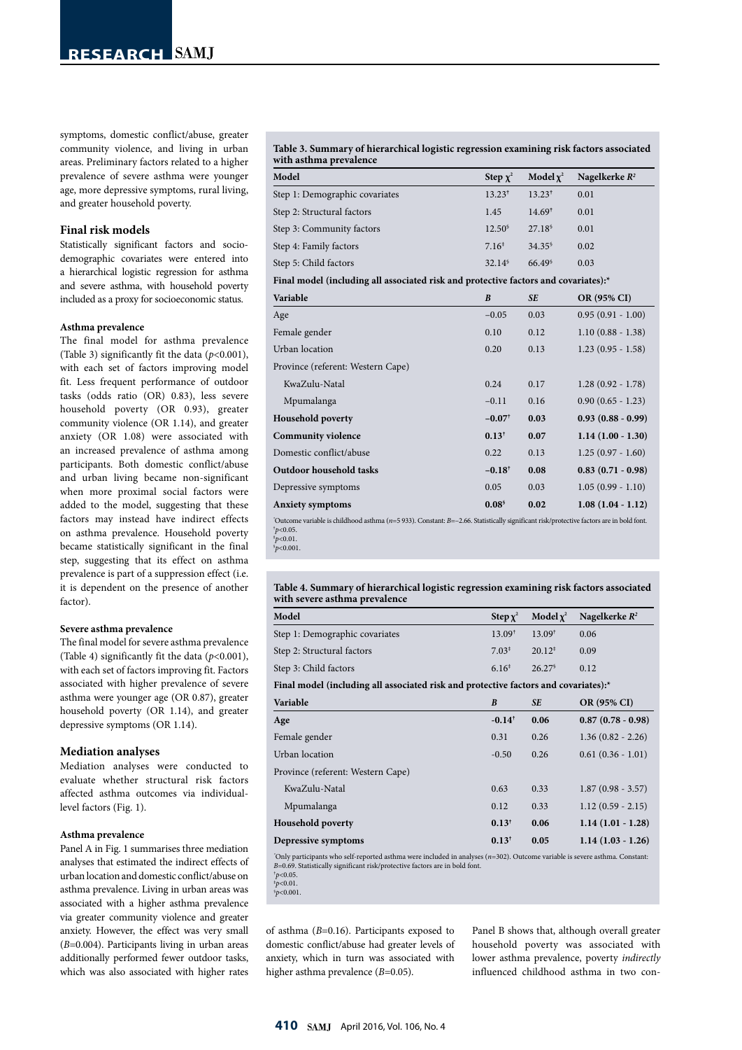symptoms, domestic conflict/abuse, greater community violence, and living in urban areas. Preliminary factors related to a higher prevalence of severe asthma were younger age, more depressive symptoms, rural living, and greater household poverty.

### Final risk models

Statistically significant factors and sociodemographic covariates were entered into a hierarchical logistic regression for asthma and severe asthma, with household poverty included as a proxy for socioeconomic status.

#### Asthma prevalence

The final model for asthma prevalence (Table 3) significantly fit the data ($p$<0.001), with each set of factors improving model fit. Less frequent performance of outdoor tasks (odds ratio (OR) 0.83), less severe household poverty (OR 0.93), greater community violence (OR 1.14), and greater anxiety (OR 1.08) were associated with an increased prevalence of asthma among participants. Both domestic conflict/abuse and urban living became non-significant when more proximal social factors were added to the model, suggesting that these factors may instead have indirect effects on asthma prevalence. Household poverty became statistically significant in the final step, suggesting that its effect on asthma prevalence is part of a suppression effect (i.e. it is dependent on the presence of another factor).

#### Severe asthma prevalence

The final model for severe asthma prevalence (Table 4) significantly fit the data ($p$<0.001), with each set of factors improving fit. Factors associated with higher prevalence of severe asthma were younger age (OR 0.87), greater household poverty (OR 1.14), and greater depressive symptoms (OR 1.14).

**Table 3. Summary of hierarchical logistic regression examining risk factors associated with asthma prevalence**

| Model | Step $\chi^2$ | Model $\chi^2$ | Nagelkerke $R^2$ |
|---|---|---|---|
| Step 1: Demographic covariates | 13.23[†] | 13.23[†] | 0.01 |
| Step 2: Structural factors | 1.45 | 14.69[†] | 0.01 |
| Step 3: Community factors | 12.50[§] | 27.18[§] | 0.01 |
| Step 4: Family factors | 7.16[‡] | 34.35[§] | 0.02 |
| Step 5: Child factors | 32.14[§] | 66.49[§] | 0.03 |
| **Final model (including all associated risk and protective factors and covariates):*** | | | |
| **Variable** | ***B*** | ***SE*** | **OR (95% CI)** |
| Age | −0.05 | 0.03 | 0.95 (0.91 - 1.00) |
| Female gender | 0.10 | 0.12 | 1.10 (0.88 - 1.38) |
| Urban location | 0.20 | 0.13 | 1.23 (0.95 - 1.58) |
| Province (referent: Western Cape) | | | |
| KwaZulu-Natal | 0.24 | 0.17 | 1.28 (0.92 - 1.78) |
| Mpumalanga | −0.11 | 0.16 | 0.90 (0.65 - 1.23) |
| **Household poverty** | **−0.07[†]** | **0.03** | **0.93 (0.88 - 0.99)** |
| **Community violence** | **0.13[†]** | **0.07** | **1.14 (1.00 - 1.30)** |
| Domestic conflict/abuse | 0.22 | 0.13 | 1.25 (0.97 - 1.60) |
| **Outdoor household tasks** | **−0.18[†]** | **0.08** | **0.83 (0.71 - 0.98)** |
| Depressive symptoms | 0.05 | 0.03 | 1.05 (0.99 - 1.10) |
| **Anxiety symptoms** | **0.08[§]** | **0.02** | **1.08 (1.04 - 1.12)** |

*Outcome variable is childhood asthma ($n$=5 933). Constant: $B$=−2.66. Statistically significant risk/protective factors are in bold font.
[†]$p$<0.05.
[‡]$p$<0.01.
[§]$p$<0.001.

**Table 4. Summary of hierarchical logistic regression examining risk factors associated with severe asthma prevalence**

| Model | Step $\chi^2$ | Model $\chi^2$ | Nagelkerke $R^2$ |
|---|---|---|---|
| Step 1: Demographic covariates | 13.09[†] | 13.09[†] | 0.06 |
| Step 2: Structural factors | 7.03[‡] | 20.12[‡] | 0.09 |
| Step 3: Child factors | 6.16[‡] | 26.27[§] | 0.12 |
| **Final model (including all associated risk and protective factors and covariates):*** | | | |
| **Variable** | ***B*** | ***SE*** | **OR (95% CI)** |
| **Age** | **-0.14[†]** | **0.06** | **0.87 (0.78 - 0.98)** |
| Female gender | 0.31 | 0.26 | 1.36 (0.82 - 2.26) |
| Urban location | -0.50 | 0.26 | 0.61 (0.36 - 1.01) |
| Province (referent: Western Cape) | | | |
| KwaZulu-Natal | 0.63 | 0.33 | 1.87 (0.98 - 3.57) |
| Mpumalanga | 0.12 | 0.33 | 1.12 (0.59 - 2.15) |
| **Household poverty** | **0.13[†]** | **0.06** | **1.14 (1.01 - 1.28)** |
| **Depressive symptoms** | **0.13[†]** | **0.05** | **1.14 (1.03 - 1.26)** |

*Only participants who self-reported asthma were included in analyses ($n$=302). Outcome variable is severe asthma. Constant: $B$=0.69. Statistically significant risk/protective factors are in bold font.
[†]$p$<0.05.
[‡]$p$<0.01.
[§]$p$<0.001.

### Mediation analyses

Mediation analyses were conducted to evaluate whether structural risk factors affected asthma outcomes via individual-level factors (Fig. 1).

#### Asthma prevalence

Panel A in Fig. 1 summarises three mediation analyses that estimated the indirect effects of urban location and domestic conflict/abuse on asthma prevalence. Living in urban areas was associated with a higher asthma prevalence via greater community violence and greater anxiety. However, the effect was very small ($B$=0.004). Participants living in urban areas additionally performed fewer outdoor tasks, which was also associated with higher rates of asthma ($B$=0.16). Participants exposed to domestic conflict/abuse had greater levels of anxiety, which in turn was associated with higher asthma prevalence ($B$=0.05).

Panel B shows that, although overall greater household poverty was associated with lower asthma prevalence, poverty *indirectly* influenced childhood asthma in two con-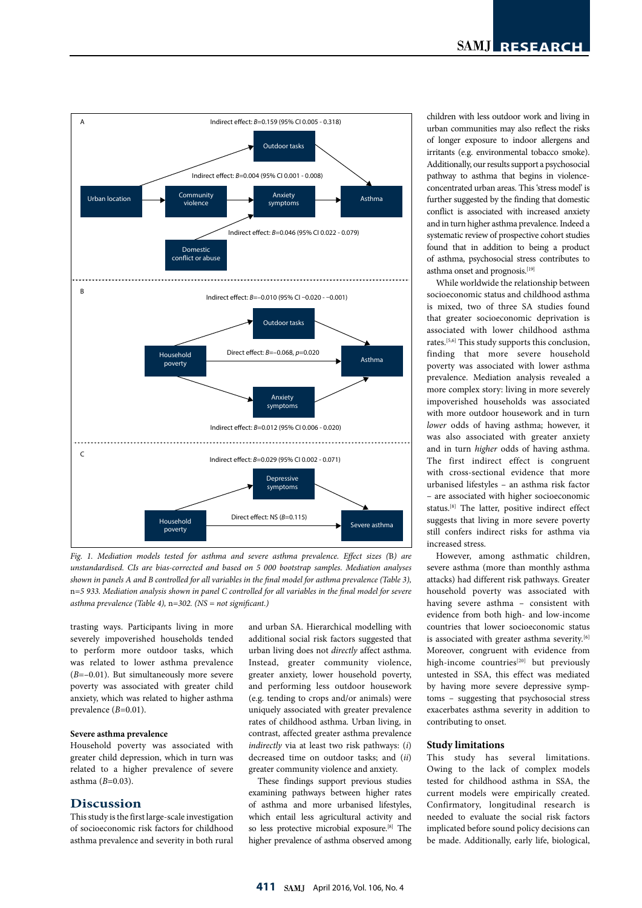A

Indirect effect: $B$=0.159 (95% CI 0.005 - 0.318)

Outdoor tasks

Indirect effect: $B$=0.004 (95% CI 0.001 - 0.008)

Urban location

Community violence

Anxiety symptoms

Asthma

Indirect effect: $B$=0.046 (95% CI 0.022 - 0.079)

Domestic conflict or abuse

B

Indirect effect: $B$=−0.010 (95% CI −0.020 - −0.001)

Outdoor tasks

Household poverty

Direct effect: $B$=−0.068, $p$=0.020

Asthma

Anxiety symptoms

Indirect effect: $B$=0.012 (95% CI 0.006 - 0.020)

C

Indirect effect: $B$=0.029 (95% CI 0.002 - 0.071)

Depressive symptoms

Household poverty

Direct effect: NS ($B$=0.115)

Severe asthma

*Fig. 1. Mediation models tested for asthma and severe asthma prevalence. Effect sizes (*B*) are unstandardised. CIs are bias-corrected and based on 5 000 bootstrap samples. Mediation analyses shown in panels A and B controlled for all variables in the final model for asthma prevalence (Table 3),* n*=5 933. Mediation analysis shown in panel C controlled for all variables in the final model for severe asthma prevalence (Table 4),* n*=302. (NS = not significant.)*

trasting ways. Participants living in more severely impoverished households tended to perform more outdoor tasks, which was related to lower asthma prevalence ($B$=−0.01). But simultaneously more severe poverty was associated with greater child anxiety, which was related to higher asthma prevalence ($B$=0.01).

**Severe asthma prevalence**

Household poverty was associated with greater child depression, which in turn was related to a higher prevalence of severe asthma ($B$=0.03).

## Discussion

This study is the first large-scale investigation of socioeconomic risk factors for childhood asthma prevalence and severity in both rural and urban SA. Hierarchical modelling with additional social risk factors suggested that urban living does not *directly* affect asthma. Instead, greater community violence, greater anxiety, lower household poverty, and performing less outdoor housework (e.g. tending to crops and/or animals) were uniquely associated with greater prevalence rates of childhood asthma. Urban living, in contrast, affected greater asthma prevalence *indirectly* via at least two risk pathways: (*i*) decreased time on outdoor tasks; and (*ii*) greater community violence and anxiety.

These findings support previous studies examining pathways between higher rates of asthma and more urbanised lifestyles, which entail less agricultural activity and so less protective microbial exposure.[8] The higher prevalence of asthma observed among children with less outdoor work and living in urban communities may also reflect the risks of longer exposure to indoor allergens and irritants (e.g. environmental tobacco smoke). Additionally, our results support a psychosocial pathway to asthma that begins in violence-concentrated urban areas. This 'stress model' is further suggested by the finding that domestic conflict is associated with increased anxiety and in turn higher asthma prevalence. Indeed a systematic review of prospective cohort studies found that in addition to being a product of asthma, psychosocial stress contributes to asthma onset and prognosis.[19]

While worldwide the relationship between socioeconomic status and childhood asthma is mixed, two of three SA studies found that greater socioeconomic deprivation is associated with lower childhood asthma rates.[5,6] This study supports this conclusion, finding that more severe household poverty was associated with lower asthma prevalence. Mediation analysis revealed a more complex story: living in more severely impoverished households was associated with more outdoor housework and in turn *lower* odds of having asthma; however, it was also associated with greater anxiety and in turn *higher* odds of having asthma. The first indirect effect is congruent with cross-sectional evidence that more urbanised lifestyles – an asthma risk factor – are associated with higher socioeconomic status.[8] The latter, positive indirect effect suggests that living in more severe poverty still confers indirect risks for asthma via increased stress.

However, among asthmatic children, severe asthma (more than monthly asthma attacks) had different risk pathways. Greater household poverty was associated with having severe asthma – consistent with evidence from both high- and low-income countries that lower socioeconomic status is associated with greater asthma severity.[6] Moreover, congruent with evidence from high-income countries[20] but previously untested in SSA, this effect was mediated by having more severe depressive symptoms – suggesting that psychosocial stress exacerbates asthma severity in addition to contributing to onset.

## Study limitations

This study has several limitations. Owing to the lack of complex models tested for childhood asthma in SSA, the current models were empirically created. Confirmatory, longitudinal research is needed to evaluate the risk factors implicated before sound policy decisions can be made. Additionally, early life, biological,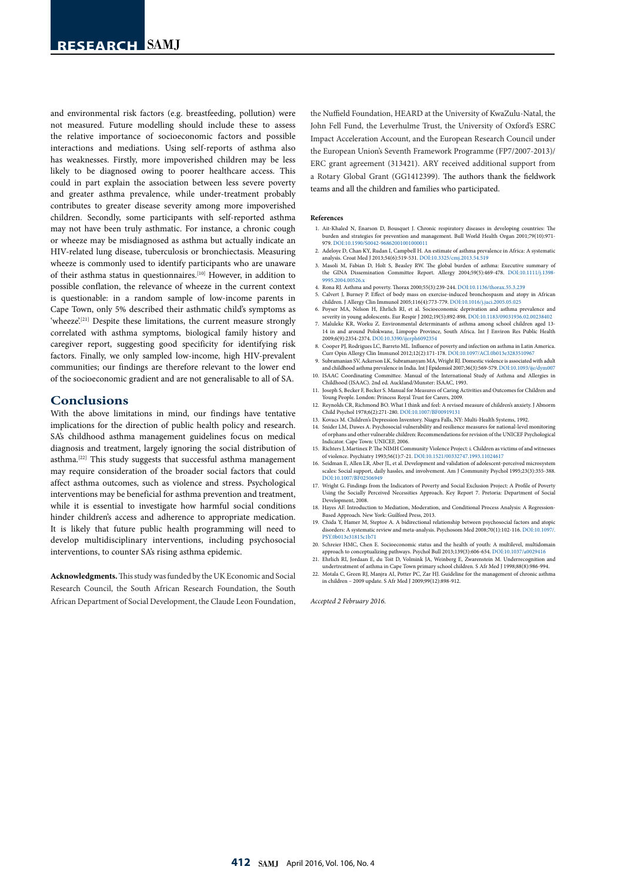and environmental risk factors (e.g. breastfeeding, pollution) were not measured. Future modelling should include these to assess the relative importance of socioeconomic factors and possible interactions and mediations. Using self-reports of asthma also has weaknesses. Firstly, more impoverished children may be less likely to be diagnosed owing to poorer healthcare access. This could in part explain the association between less severe poverty and greater asthma prevalence, while under-treatment probably contributes to greater disease severity among more impoverished children. Secondly, some participants with self-reported asthma may not have been truly asthmatic. For instance, a chronic cough or wheeze may be misdiagnosed as asthma but actually indicate an HIV-related lung disease, tuberculosis or bronchiectasis. Measuring wheeze is commonly used to identify participants who are unaware of their asthma status in questionnaires.[10] However, in addition to possible conflation, the relevance of wheeze in the current context is questionable: in a random sample of low-income parents in Cape Town, only 5% described their asthmatic child's symptoms as 'wheeze'.[21] Despite these limitations, the current measure strongly correlated with asthma symptoms, biological family history and caregiver report, suggesting good specificity for identifying risk factors. Finally, we only sampled low-income, high HIV-prevalent communities; our findings are therefore relevant to the lower end of the socioeconomic gradient and are not generalisable to all of SA.

## Conclusions

With the above limitations in mind, our findings have tentative implications for the direction of public health policy and research. SA's childhood asthma management guidelines focus on medical diagnosis and treatment, largely ignoring the social distribution of asthma.[22] This study suggests that successful asthma management may require consideration of the broader social factors that could affect asthma outcomes, such as violence and stress. Psychological interventions may be beneficial for asthma prevention and treatment, while it is essential to investigate how harmful social conditions hinder children's access and adherence to appropriate medication. It is likely that future public health programming will need to develop multidisciplinary interventions, including psychosocial interventions, to counter SA's rising asthma epidemic.

**Acknowledgments.** This study was funded by the UK Economic and Social Research Council, the South African Research Foundation, the South African Department of Social Development, the Claude Leon Foundation, the Nuffield Foundation, HEARD at the University of KwaZulu-Natal, the John Fell Fund, the Leverhulme Trust, the University of Oxford's ESRC Impact Acceleration Account, and the European Research Council under the European Union's Seventh Framework Programme (FP7/2007-2013)/ ERC grant agreement (313421). ARY received additional support from a Rotary Global Grant (GG1412399). The authors thank the fieldwork teams and all the children and families who participated.

**References**

1. Ait-Khaled N, Enarson D, Bousquet J. Chronic respiratory diseases in developing countries: The burden and strategies for prevention and management. Bull World Health Organ 2001;79(10):971-979. DOI:10.1590/S0042-96862001001000011
2. Adeloye D, Chan KY, Rudan I, Campbell H. An estimate of asthma prevalence in Africa: A systematic analysis. Croat Med J 2013;54(6):519-531. DOI:10.3325/cmj.2013.54.519
3. Masoli M, Fabian D, Holt S, Beasley RW. The global burden of asthma: Executive summary of the GINA Dissemination Committee Report. Allergy 2004;59(5):469-478. DOI:10.1111/j.1398-9995.2004.00526.x
4. Rona RJ. Asthma and poverty. Thorax 2000;55(3):239-244. DOI:10.1136/thorax.55.3.239
5. Calvert J, Burney P. Effect of body mass on exercise-induced bronchospasm and atopy in African children. J Allergy Clin Immunol 2005;116(4):773-779. DOI:10.1016/j.jaci.2005.05.025
6. Poyser MA, Nelson H, Ehrlich RI, et al. Socioeconomic deprivation and asthma prevalence and severity in young adolescents. Eur Respir J 2002;19(5):892-898. DOI:10.1183/09031936.02.00238402
7. Maluleke KR, Worku Z. Environmental determinants of asthma among school children aged 13-14 in and around Polokwane, Limpopo Province, South Africa. Int J Environ Res Public Health 2009;6(9):2354-2374. DOI:10.3390/ijerph6092354
8. Cooper PJ, Rodrigues LC, Barreto ML. Influence of poverty and infection on asthma in Latin America. Curr Opin Allergy Clin Immunol 2012;12(2):171-178. DOI:10.1097/ACI.0b013e3283510967
9. Subramanian SV, Ackerson LK, Subramanyam MA, Wright RJ. Domestic violence is associated with adult and childhood asthma prevalence in India. Int J Epidemiol 2007;36(3):569-579. DOI:10.1093/ije/dym007
10. ISAAC Coordinating Committee. Manual of the International Study of Asthma and Allergies in Childhood (ISAAC). 2nd ed. Auckland/Munster: ISAAC, 1993.
11. Joseph S, Becker F, Becker S. Manual for Measures of Caring Activities and Outcomes for Children and Young People. London: Princess Royal Trust for Carers, 2009.
12. Reynolds CR, Richmond BO. What I think and feel: A revised measure of children's anxiety. J Abnorm Child Psychol 1978;6(2):271-280. DOI:10.1007/BF00919131
13. Kovacs M. Children's Depression Inventory. Niagra Falls, NY: Multi-Health Systems, 1992.
14. Snider LM, Dawes A. Psychosocial vulnerability and resilience measures for national-level monitoring of orphans and other vulnerable children: Recommendations for revision of the UNICEF Psychological Indicator. Cape Town: UNICEF, 2006.
15. Richters J, Martinez P. The NIMH Community Violence Project: i. Children as victims of and witnesses of violence. Psychiatry 1993;56(1):7-21. DOI:10.1521/00332747.1993.11024617
16. Seidman E, Allen LR, Aber JL, et al. Development and validation of adolescent-perceived microsystem scales: Social support, daily hassles, and involvement. Am J Community Psychol 1995;23(3):355-388. DOI:10.1007/BF02506949
17. Wright G. Findings from the Indicators of Poverty and Social Exclusion Project: A Profile of Poverty Using the Socially Perceived Necessities Approach. Key Report 7. Pretoria: Department of Social Development, 2008.
18. Hayes AF. Introduction to Mediation, Moderation, and Conditional Process Analysis: A Regression-Based Approach. New York: Guilford Press, 2013.
19. Chida Y, Hamer M, Steptoe A. A bidirectional relationship between psychosocial factors and atopic disorders: A systematic review and meta-analysis. Psychosom Med 2008;70(1):102-116. DOI:10.1097/.PSY.0b013e31815c1b71
20. Schreier HMC, Chen E. Socioeconomic status and the health of youth: A multilevel, multidomain approach to conceptualizing pathways. Psychol Bull 2013;139(3):606-654. DOI:10.1037/a0029416
21. Ehrlich RI, Jordaan E, du Toit D, Volmink JA, Weinberg E, Zwarenstein M. Underrecognition and undertreatment of asthma in Cape Town primary school children. S Afr Med J 1998;88(8):986-994.
22. Motala C, Green RJ, Manjra AI, Potter PC, Zar HJ. Guideline for the management of chronic asthma in children – 2009 update. S Afr Med J 2009;99(12):898-912.

*Accepted 2 February 2016.*